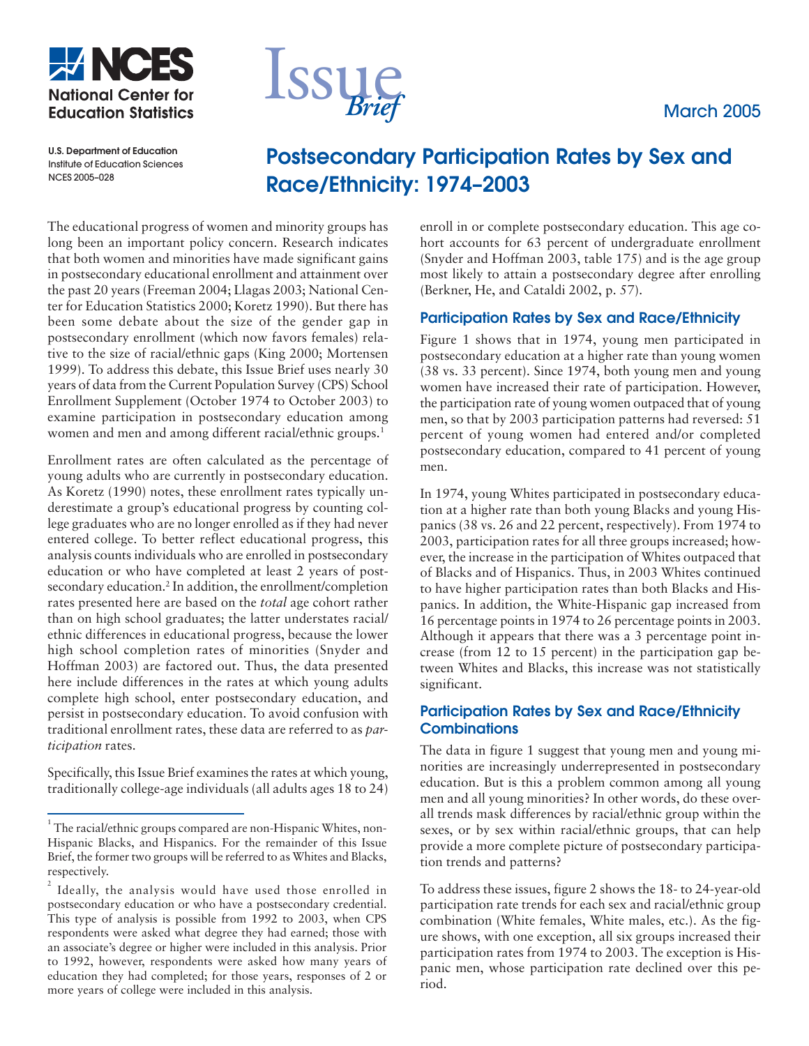NCES National Center for Education Statistics

U.S. Department of Education
Institute of Education Sciences
NCES 2005–028

Issue *Brief*

March 2005

# Postsecondary Participation Rates by Sex and Race/Ethnicity: 1974–2003

The educational progress of women and minority groups has long been an important policy concern. Research indicates that both women and minorities have made significant gains in postsecondary educational enrollment and attainment over the past 20 years (Freeman 2004; Llagas 2003; National Center for Education Statistics 2000; Koretz 1990). But there has been some debate about the size of the gender gap in postsecondary enrollment (which now favors females) relative to the size of racial/ethnic gaps (King 2000; Mortensen 1999). To address this debate, this Issue Brief uses nearly 30 years of data from the Current Population Survey (CPS) School Enrollment Supplement (October 1974 to October 2003) to examine participation in postsecondary education among women and men and among different racial/ethnic groups.[1]

Enrollment rates are often calculated as the percentage of young adults who are currently in postsecondary education. As Koretz (1990) notes, these enrollment rates typically underestimate a group's educational progress by counting college graduates who are no longer enrolled as if they had never entered college. To better reflect educational progress, this analysis counts individuals who are enrolled in postsecondary education or who have completed at least 2 years of postsecondary education.[2] In addition, the enrollment/completion rates presented here are based on the *total* age cohort rather than on high school graduates; the latter understates racial/ethnic differences in educational progress, because the lower high school completion rates of minorities (Snyder and Hoffman 2003) are factored out. Thus, the data presented here include differences in the rates at which young adults complete high school, enter postsecondary education, and persist in postsecondary education. To avoid confusion with traditional enrollment rates, these data are referred to as *participation* rates.

Specifically, this Issue Brief examines the rates at which young, traditionally college-age individuals (all adults ages 18 to 24) enroll in or complete postsecondary education. This age cohort accounts for 63 percent of undergraduate enrollment (Snyder and Hoffman 2003, table 175) and is the age group most likely to attain a postsecondary degree after enrolling (Berkner, He, and Cataldi 2002, p. 57).

## Participation Rates by Sex and Race/Ethnicity

Figure 1 shows that in 1974, young men participated in postsecondary education at a higher rate than young women (38 vs. 33 percent). Since 1974, both young men and young women have increased their rate of participation. However, the participation rate of young women outpaced that of young men, so that by 2003 participation patterns had reversed: 51 percent of young women had entered and/or completed postsecondary education, compared to 41 percent of young men.

In 1974, young Whites participated in postsecondary education at a higher rate than both young Blacks and young Hispanics (38 vs. 26 and 22 percent, respectively). From 1974 to 2003, participation rates for all three groups increased; however, the increase in the participation of Whites outpaced that of Blacks and of Hispanics. Thus, in 2003 Whites continued to have higher participation rates than both Blacks and Hispanics. In addition, the White-Hispanic gap increased from 16 percentage points in 1974 to 26 percentage points in 2003. Although it appears that there was a 3 percentage point increase (from 12 to 15 percent) in the participation gap between Whites and Blacks, this increase was not statistically significant.

## Participation Rates by Sex and Race/Ethnicity Combinations

The data in figure 1 suggest that young men and young minorities are increasingly underrepresented in postsecondary education. But is this a problem common among all young men and all young minorities? In other words, do these overall trends mask differences by racial/ethnic group within the sexes, or by sex within racial/ethnic groups, that can help provide a more complete picture of postsecondary participation trends and patterns?

To address these issues, figure 2 shows the 18- to 24-year-old participation rate trends for each sex and racial/ethnic group combination (White females, White males, etc.). As the figure shows, with one exception, all six groups increased their participation rates from 1974 to 2003. The exception is Hispanic men, whose participation rate declined over this period.

---

[1] The racial/ethnic groups compared are non-Hispanic Whites, non-Hispanic Blacks, and Hispanics. For the remainder of this Issue Brief, the former two groups will be referred to as Whites and Blacks, respectively.

[2] Ideally, the analysis would have used those enrolled in postsecondary education or who have a postsecondary credential. This type of analysis is possible from 1992 to 2003, when CPS respondents were asked what degree they had earned; those with an associate's degree or higher were included in this analysis. Prior to 1992, however, respondents were asked how many years of education they had completed; for those years, responses of 2 or more years of college were included in this analysis.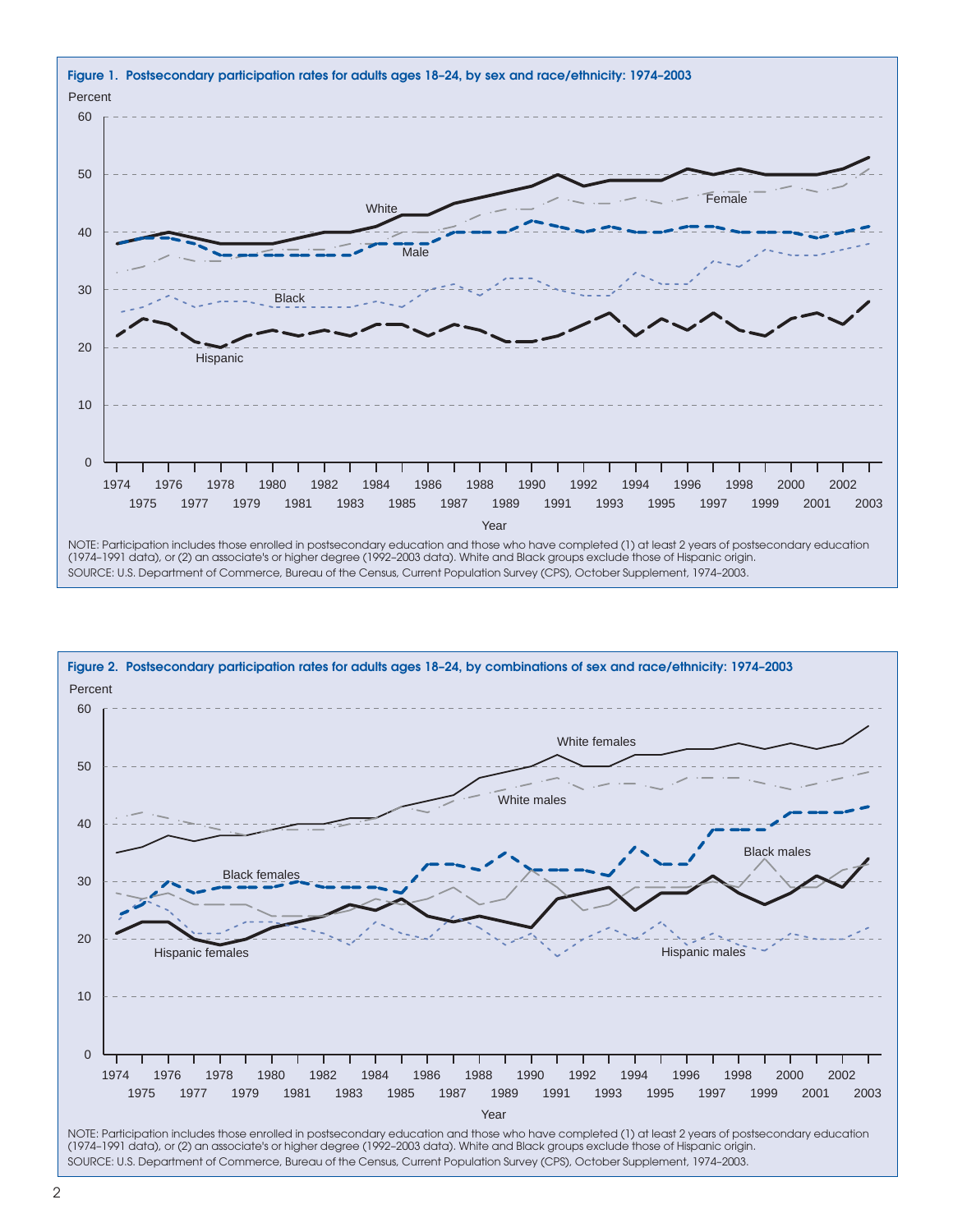**Figure 1. Postsecondary participation rates for adults ages 18–24, by sex and race/ethnicity: 1974–2003**

NOTE: Participation includes those enrolled in postsecondary education and those who have completed (1) at least 2 years of postsecondary education (1974–1991 data), or (2) an associate's or higher degree (1992–2003 data). White and Black groups exclude those of Hispanic origin.

SOURCE: U.S. Department of Commerce, Bureau of the Census, Current Population Survey (CPS), October Supplement, 1974–2003.

**Figure 2. Postsecondary participation rates for adults ages 18–24, by combinations of sex and race/ethnicity: 1974–2003**

NOTE: Participation includes those enrolled in postsecondary education and those who have completed (1) at least 2 years of postsecondary education (1974–1991 data), or (2) an associate's or higher degree (1992–2003 data). White and Black groups exclude those of Hispanic origin.

SOURCE: U.S. Department of Commerce, Bureau of the Census, Current Population Survey (CPS), October Supplement, 1974–2003.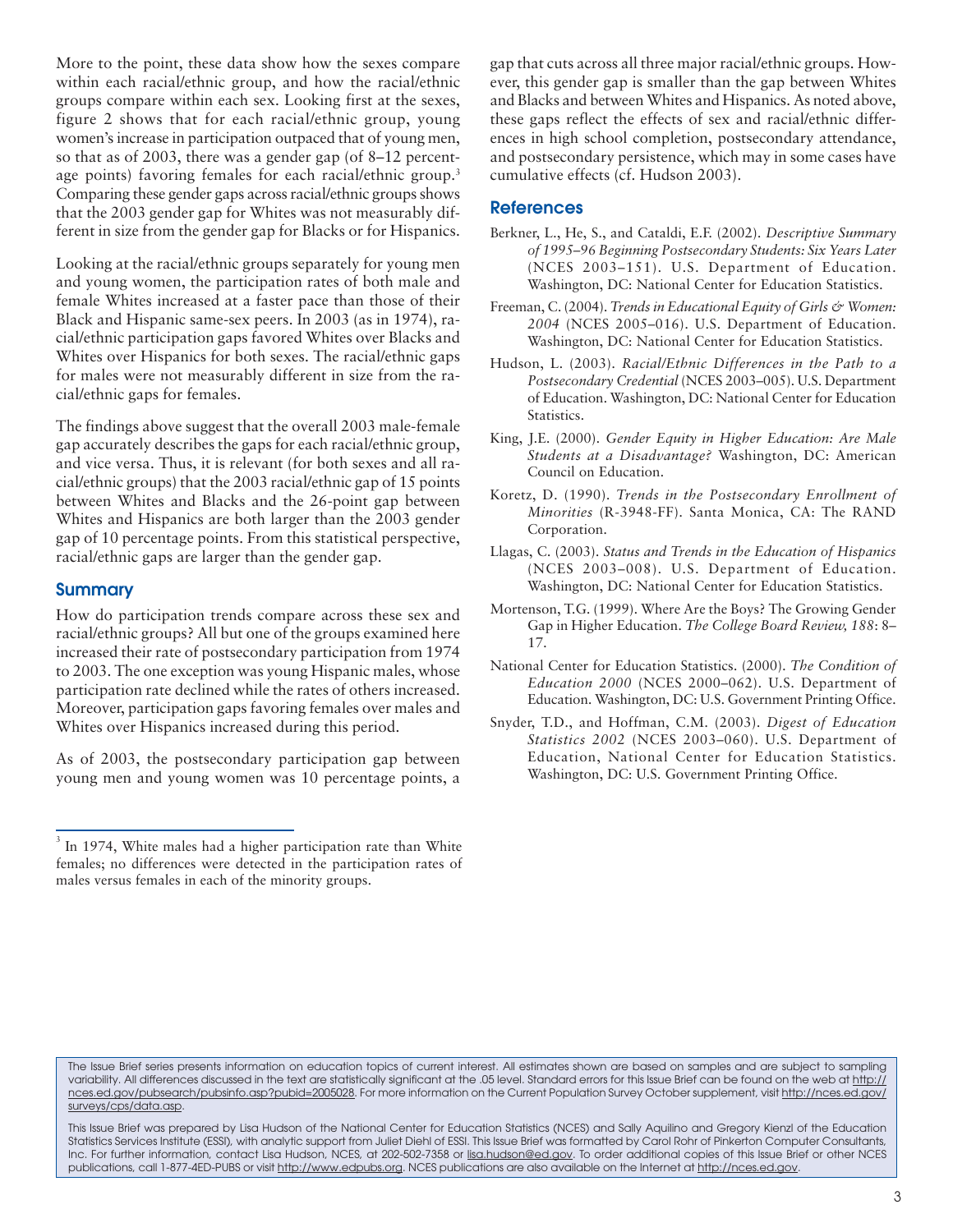More to the point, these data show how the sexes compare within each racial/ethnic group, and how the racial/ethnic groups compare within each sex. Looking first at the sexes, figure 2 shows that for each racial/ethnic group, young women's increase in participation outpaced that of young men, so that as of 2003, there was a gender gap (of 8–12 percentage points) favoring females for each racial/ethnic group.[3] Comparing these gender gaps across racial/ethnic groups shows that the 2003 gender gap for Whites was not measurably different in size from the gender gap for Blacks or for Hispanics.

Looking at the racial/ethnic groups separately for young men and young women, the participation rates of both male and female Whites increased at a faster pace than those of their Black and Hispanic same-sex peers. In 2003 (as in 1974), racial/ethnic participation gaps favored Whites over Blacks and Whites over Hispanics for both sexes. The racial/ethnic gaps for males were not measurably different in size from the racial/ethnic gaps for females.

The findings above suggest that the overall 2003 male-female gap accurately describes the gaps for each racial/ethnic group, and vice versa. Thus, it is relevant (for both sexes and all racial/ethnic groups) that the 2003 racial/ethnic gap of 15 points between Whites and Blacks and the 26-point gap between Whites and Hispanics are both larger than the 2003 gender gap of 10 percentage points. From this statistical perspective, racial/ethnic gaps are larger than the gender gap.

## Summary

How do participation trends compare across these sex and racial/ethnic groups? All but one of the groups examined here increased their rate of postsecondary participation from 1974 to 2003. The one exception was young Hispanic males, whose participation rate declined while the rates of others increased. Moreover, participation gaps favoring females over males and Whites over Hispanics increased during this period.

As of 2003, the postsecondary participation gap between young men and young women was 10 percentage points, a gap that cuts across all three major racial/ethnic groups. However, this gender gap is smaller than the gap between Whites and Blacks and between Whites and Hispanics. As noted above, these gaps reflect the effects of sex and racial/ethnic differences in high school completion, postsecondary attendance, and postsecondary persistence, which may in some cases have cumulative effects (cf. Hudson 2003).

[3] In 1974, White males had a higher participation rate than White females; no differences were detected in the participation rates of males versus females in each of the minority groups.

## References

Berkner, L., He, S., and Cataldi, E.F. (2002). *Descriptive Summary of 1995–96 Beginning Postsecondary Students: Six Years Later* (NCES 2003–151). U.S. Department of Education. Washington, DC: National Center for Education Statistics.

Freeman, C. (2004). *Trends in Educational Equity of Girls & Women: 2004* (NCES 2005–016). U.S. Department of Education. Washington, DC: National Center for Education Statistics.

Hudson, L. (2003). *Racial/Ethnic Differences in the Path to a Postsecondary Credential* (NCES 2003–005). U.S. Department of Education. Washington, DC: National Center for Education Statistics.

King, J.E. (2000). *Gender Equity in Higher Education: Are Male Students at a Disadvantage?* Washington, DC: American Council on Education.

Koretz, D. (1990). *Trends in the Postsecondary Enrollment of Minorities* (R-3948-FF). Santa Monica, CA: The RAND Corporation.

Llagas, C. (2003). *Status and Trends in the Education of Hispanics* (NCES 2003–008). U.S. Department of Education. Washington, DC: National Center for Education Statistics.

Mortenson, T.G. (1999). Where Are the Boys? The Growing Gender Gap in Higher Education. *The College Board Review, 188*: 8–17.

National Center for Education Statistics. (2000). *The Condition of Education 2000* (NCES 2000–062). U.S. Department of Education. Washington, DC: U.S. Government Printing Office.

Snyder, T.D., and Hoffman, C.M. (2003). *Digest of Education Statistics 2002* (NCES 2003–060). U.S. Department of Education, National Center for Education Statistics. Washington, DC: U.S. Government Printing Office.

The Issue Brief series presents information on education topics of current interest. All estimates shown are based on samples and are subject to sampling variability. All differences discussed in the text are statistically significant at the .05 level. Standard errors for this Issue Brief can be found on the web at http://nces.ed.gov/pubsearch/pubsinfo.asp?pubid=2005028. For more information on the Current Population Survey October supplement, visit http://nces.ed.gov/surveys/cps/data.asp.

This Issue Brief was prepared by Lisa Hudson of the National Center for Education Statistics (NCES) and Sally Aquilino and Gregory Kienzl of the Education Statistics Services Institute (ESSI), with analytic support from Juliet Diehl of ESSI. This Issue Brief was formatted by Carol Rohr of Pinkerton Computer Consultants, Inc. For further information, contact Lisa Hudson, NCES, at 202-502-7358 or lisa.hudson@ed.gov. To order additional copies of this Issue Brief or other NCES publications, call 1-877-4ED-PUBS or visit http://www.edpubs.org. NCES publications are also available on the Internet at http://nces.ed.gov.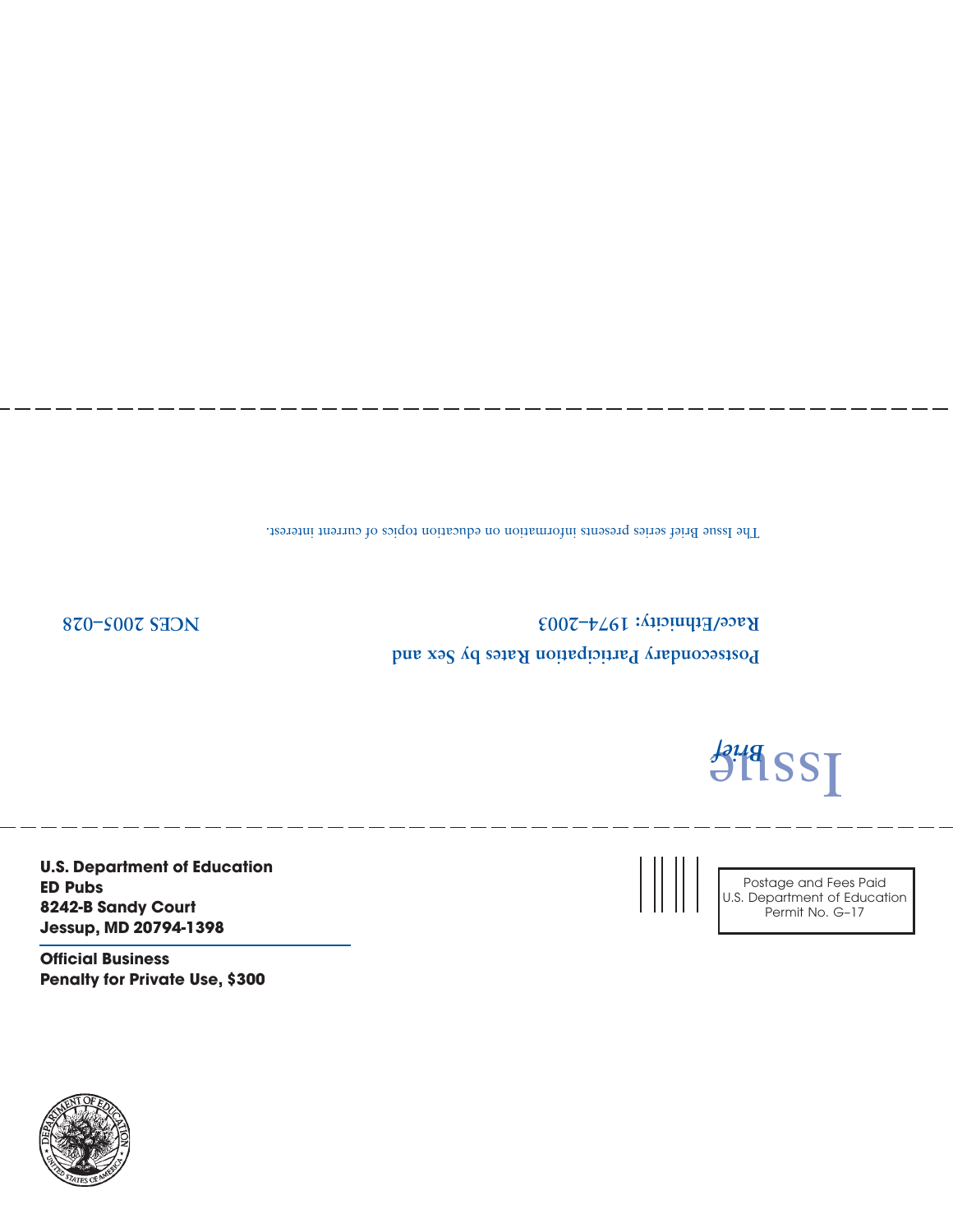The Issue Brief series presents information on education topics of current interest.

NCES 2005–028

**Postsecondary Participation Rates by Sex and Race/Ethnicity: 1974–2003**

Issue *Brief*

**U.S. Department of Education**
**ED Pubs**
**8242-B Sandy Court**
**Jessup, MD 20794-1398**

**Official Business**
**Penalty for Private Use, $300**

Postage and Fees Paid
U.S. Department of Education
Permit No. G–17